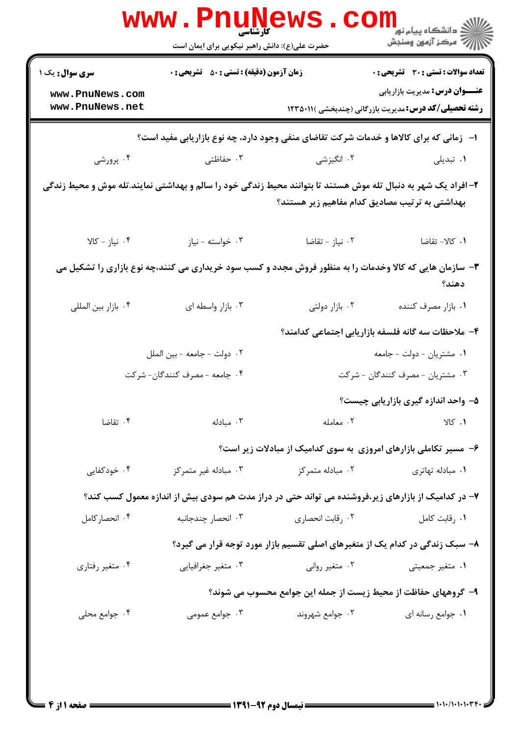**سری سوال:** یک ۱

**زمان آزمون (دقیقه) : تستی : ۵۰ تشریحی : ۰**

**تعداد سوالات : تستی : ۳۰ تشریحی : ۰**

**عنـــوان درس:** مدیریت بازاریابی

**رشته تحصیلی/کد درس:** مدیریت بازرگانی (چندبخشی )۱۲۳۵۰۱۱

**۱-** زمانی که برای کالاها و خدمات شرکت تقاضای منفی وجود دارد، چه نوع بازاریابی مفید است؟

۱. تبدیلی  ۲. انگیزشی  ۳. حفاظتی  ۴. پرورشی

**۲-** افراد یک شهر به دنبال تله موش هستند تا بتوانند محیط زندگی خود را سالم و بهداشتی نمایند.تله موش و محیط زندگی بهداشتی به ترتیب مصادیق کدام مفاهیم زیر هستند؟

۱. کالا- تقاضا  ۲. نیاز - تقاضا  ۳. خواسته - نیاز  ۴. نیاز - کالا

**۳-** سازمان هایی که کالا وخدمات را به منظور فروش مجدد و کسب سود خریداری می کنند،چه نوع بازاری را تشکیل می دهند؟

۱. بازار مصرف کننده  ۲. بازار دولتی  ۳. بازار واسطه ای  ۴. بازار بین المللی

**۴-** ملاحظات سه گانه فلسفه بازاریابی اجتماعی کدامند؟

۱. مشتریان - دولت - جامعه  ۲. دولت - جامعه - بین الملل  ۳. مشتریان - مصرف کنندگان - شرکت  ۴. جامعه - مصرف کنندگان- شرکت

**۵-** واحد اندازه گیری بازاریابی چیست؟

۱. کالا  ۲. معامله  ۳. مبادله  ۴. تقاضا

**۶-** مسیر تکاملی بازارهای امروزی به سوی کدامیک از مبادلات زیر است؟

۱. مبادله تهاتری  ۲. مبادله متمرکز  ۳. مبادله غیر متمرکز  ۴. خودکفایی

**۷-** در کدامیک از بازارهای زیر،فروشنده می تواند حتی در دراز مدت هم سودی بیش از اندازه معمول کسب کند؟

۱. رقابت کامل  ۲. رقابت انحصاری  ۳. انحصار چندجانبه  ۴. انحصارکامل

**۸-** سبک زندگی در کدام یک از متغیرهای اصلی تقسیم بازار مورد توجه قرار می گیرد؟

۱. متغیر جمعیتی  ۲. متغیر روانی  ۳. متغیر جغرافیایی  ۴. متغیر رفتاری

**۹-** گروههای حفاظت از محیط زیست از جمله این جوامع محسوب می شوند؟

۱. جوامع رسانه ای  ۲. جوامع شهروند  ۳. جوامع عمومی  ۴. جوامع محلی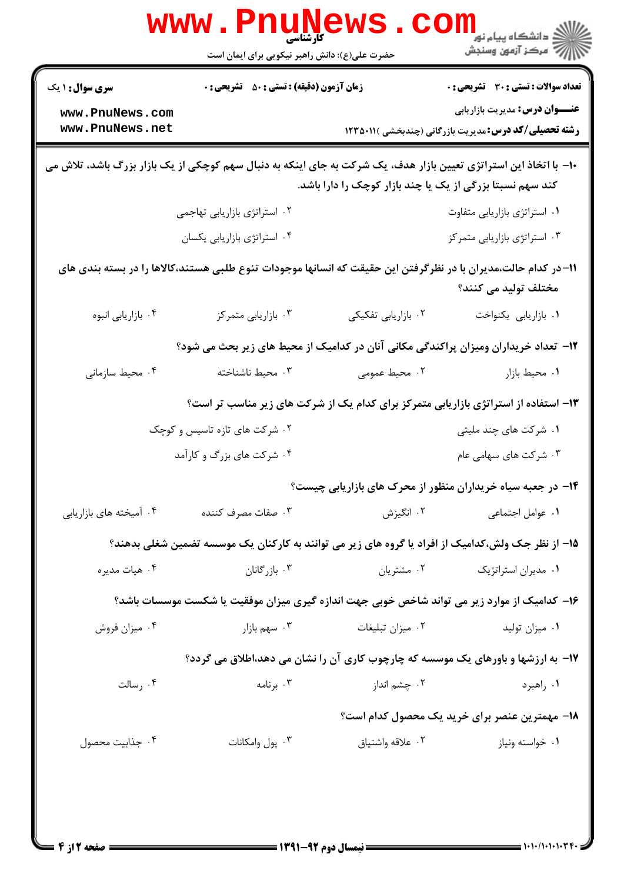**سری سوال:** ۱ یک

**زمان آزمون (دقیقه) : تستی :** ۵۰ **تشریحی :** ۰

**تعداد سوالات : تستی :** ۳۰ **تشریحی :** ۰

**عنـــوان درس:** مدیریت بازاریابی

**رشته تحصیلی/کد درس:** مدیریت بازرگانی (چندبخشی )۱۲۳۵۰۱۱

۱۰- با اتخاذ این استراتژی تعیین بازار هدف، یک شرکت به جای اینکه به دنبال سهم کوچکی از یک بازار بزرگ باشد، تلاش می کند سهم نسبتا بزرگی از یک یا چند بازار کوچک را دارا باشد.

۱. استراتژی بازاریابی متفاوت
۲. استراتژی بازاریابی تهاجمی
۳. استراتژی بازاریابی متمرکز
۴. استراتژی بازاریابی یکسان

۱۱- در کدام حالت،مدیران با در نظرگرفتن این حقیقت که انسانها موجودات تنوع طلبی هستند،کالاها را در بسته بندی های مختلف تولید می کنند؟

۱. بازاریابی یکنواخت
۲. بازاریابی تفکیکی
۳. بازاریابی متمرکز
۴. بازاریابی انبوه

۱۲- تعداد خریداران ومیزان پراکندگی مکانی آنان در کدامیک از محیط های زیر بحث می شود؟

۱. محیط بازار
۲. محیط عمومی
۳. محیط ناشناخته
۴. محیط سازمانی

۱۳- استفاده از استراتژی بازاریابی متمرکز برای کدام یک از شرکت های زیر مناسب تر است؟

۱. شرکت های چند ملیتی
۲. شرکت های تازه تاسیس و کوچک
۳. شرکت های سهامی عام
۴. شرکت های بزرگ و کارآمد

۱۴- در جعبه سیاه خریداران منظور از محرک های بازاریابی چیست؟

۱. عوامل اجتماعی
۲. انگیزش
۳. صفات مصرف کننده
۴. آمیخته های بازاریابی

۱۵- از نظر جک ولش،کدامیک از افراد یا گروه های زیر می توانند به کارکنان یک موسسه تضمین شغلی بدهند؟

۱. مدیران استراتژیک
۲. مشتریان
۳. بازرگانان
۴. هیات مدیره

۱۶- کدامیک از موارد زیر می تواند شاخص خوبی جهت اندازه گیری میزان موفقیت یا شکست موسسات باشد؟

۱. میزان تولید
۲. میزان تبلیغات
۳. سهم بازار
۴. میزان فروش

۱۷- به ارزشها و باورهای یک موسسه که چارچوب کاری آن را نشان می دهد،اطلاق می گردد؟

۱. راهبرد
۲. چشم انداز
۳. برنامه
۴. رسالت

۱۸- مهمترین عنصر برای خرید یک محصول کدام است؟

۱. خواسته ونیاز
۲. علاقه واشتیاق
۳. پول وامکانات
۴. جذابیت محصول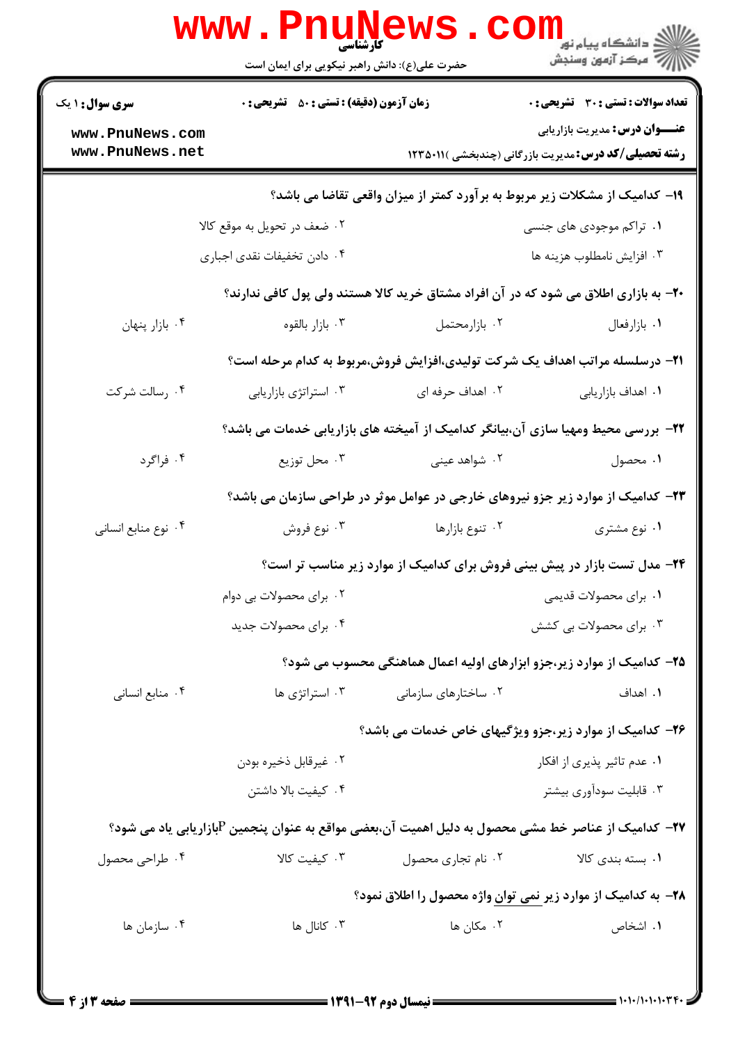۱۹- کدامیک از مشکلات زیر مربوط به برآورد کمتر از میزان واقعی تقاضا می باشد؟

۱. تراکم موجودی های جنسی
۲. ضعف در تحویل به موقع کالا
۳. افزایش نامطلوب هزینه ها
۴. دادن تخفیفات نقدی اجباری

۲۰- به بازاری اطلاق می شود که در آن افراد مشتاق خرید کالا هستند ولی پول کافی ندارند؟

۱. بازارفعال
۲. بازارمحتمل
۳. بازار بالقوه
۴. بازار پنهان

۲۱- درسلسله مراتب اهداف یک شرکت تولیدی،افزایش فروش،مربوط به کدام مرحله است؟

۱. اهداف بازاریابی
۲. اهداف حرفه ای
۳. استراتژی بازاریابی
۴. رسالت شرکت

۲۲- بررسی محیط ومهیا سازی آن،بیانگر کدامیک از آمیخته های بازاریابی خدمات می باشد؟

۱. محصول
۲. شواهد عینی
۳. محل توزیع
۴. فراگرد

۲۳- کدامیک از موارد زیر جزو نیروهای خارجی در عوامل موثر در طراحی سازمان می باشد؟

۱. نوع مشتری
۲. تنوع بازارها
۳. نوع فروش
۴. نوع منابع انسانی

۲۴- مدل تست بازار در پیش بینی فروش برای کدامیک از موارد زیر مناسب تر است؟

۱. برای محصولات قدیمی
۲. برای محصولات بی دوام
۳. برای محصولات بی کشش
۴. برای محصولات جدید

۲۵- کدامیک از موارد زیر،جزو ابزارهای اولیه اعمال هماهنگی محسوب می شود؟

۱. اهداف
۲. ساختارهای سازمانی
۳. استراتژی ها
۴. منابع انسانی

۲۶- کدامیک از موارد زیر،جزو ویژگیهای خاص خدمات می باشد؟

۱. عدم تاثیر پذیری از افکار
۲. غیرقابل ذخیره بودن
۳. قابلیت سودآوری بیشتر
۴. کیفیت بالا داشتن

۲۷- کدامیک از عناصر خط مشی محصول به دلیل اهمیت آن،بعضی مواقع به عنوان پنجمین Pبازاریابی یاد می شود؟

۱. بسته بندی کالا
۲. نام تجاری محصول
۳. کیفیت کالا
۴. طراحی محصول

۲۸- به کدامیک از موارد زیر نمی توان واژه محصول را اطلاق نمود؟

۱. اشخاص
۲. مکان ها
۳. کانال ها
۴. سازمان ها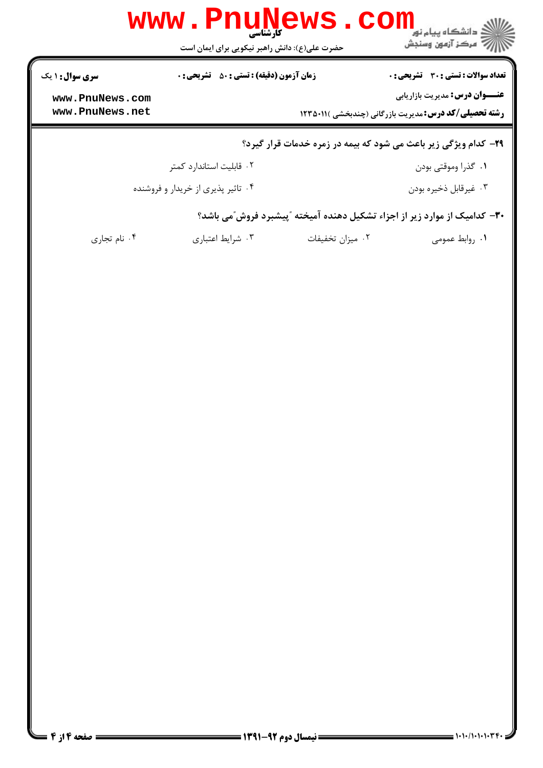۲۹- کدام ویژگی زیر باعث می شود که بیمه در زمره خدمات قرار گیرد؟

۱. گذرا وموقتی بودن

۲. قابلیت استاندارد کمتر

۳. غیرقابل ذخیره بودن

۴. تاثیر پذیری از خریدار و فروشنده

۳۰- کدامیک از موارد زیر از اجزاء تشکیل دهنده آمیخته "پیشبرد فروش"می باشد؟

۱. روابط عمومی

۲. میزان تخفیفات

۳. شرایط اعتباری

۴. نام تجاری